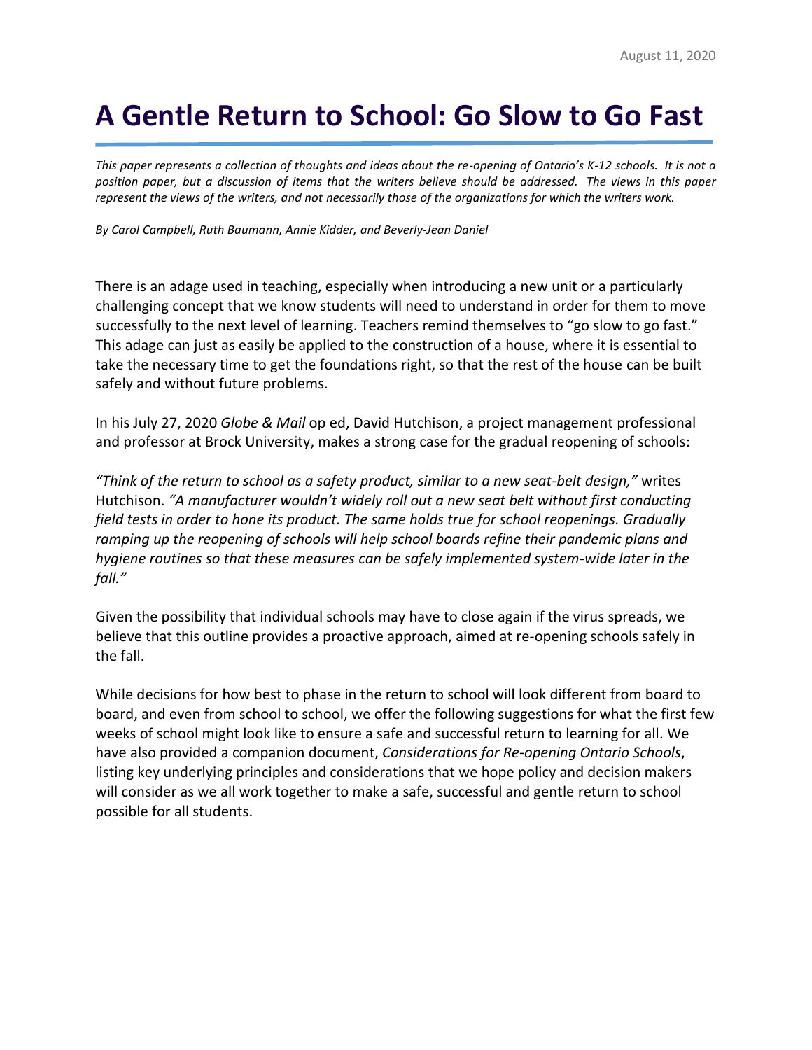August 11, 2020

# A Gentle Return to School: Go Slow to Go Fast

*This paper represents a collection of thoughts and ideas about the re-opening of Ontario's K-12 schools. It is not a position paper, but a discussion of items that the writers believe should be addressed. The views in this paper represent the views of the writers, and not necessarily those of the organizations for which the writers work.*

*By Carol Campbell, Ruth Baumann, Annie Kidder, and Beverly-Jean Daniel*

There is an adage used in teaching, especially when introducing a new unit or a particularly challenging concept that we know students will need to understand in order for them to move successfully to the next level of learning. Teachers remind themselves to "go slow to go fast." This adage can just as easily be applied to the construction of a house, where it is essential to take the necessary time to get the foundations right, so that the rest of the house can be built safely and without future problems.

In his July 27, 2020 *Globe & Mail* op ed, David Hutchison, a project management professional and professor at Brock University, makes a strong case for the gradual reopening of schools:

*"Think of the return to school as a safety product, similar to a new seat-belt design,"* writes Hutchison. *"A manufacturer wouldn't widely roll out a new seat belt without first conducting field tests in order to hone its product. The same holds true for school reopenings. Gradually ramping up the reopening of schools will help school boards refine their pandemic plans and hygiene routines so that these measures can be safely implemented system-wide later in the fall."*

Given the possibility that individual schools may have to close again if the virus spreads, we believe that this outline provides a proactive approach, aimed at re-opening schools safely in the fall.

While decisions for how best to phase in the return to school will look different from board to board, and even from school to school, we offer the following suggestions for what the first few weeks of school might look like to ensure a safe and successful return to learning for all. We have also provided a companion document, *Considerations for Re-opening Ontario Schools*, listing key underlying principles and considerations that we hope policy and decision makers will consider as we all work together to make a safe, successful and gentle return to school possible for all students.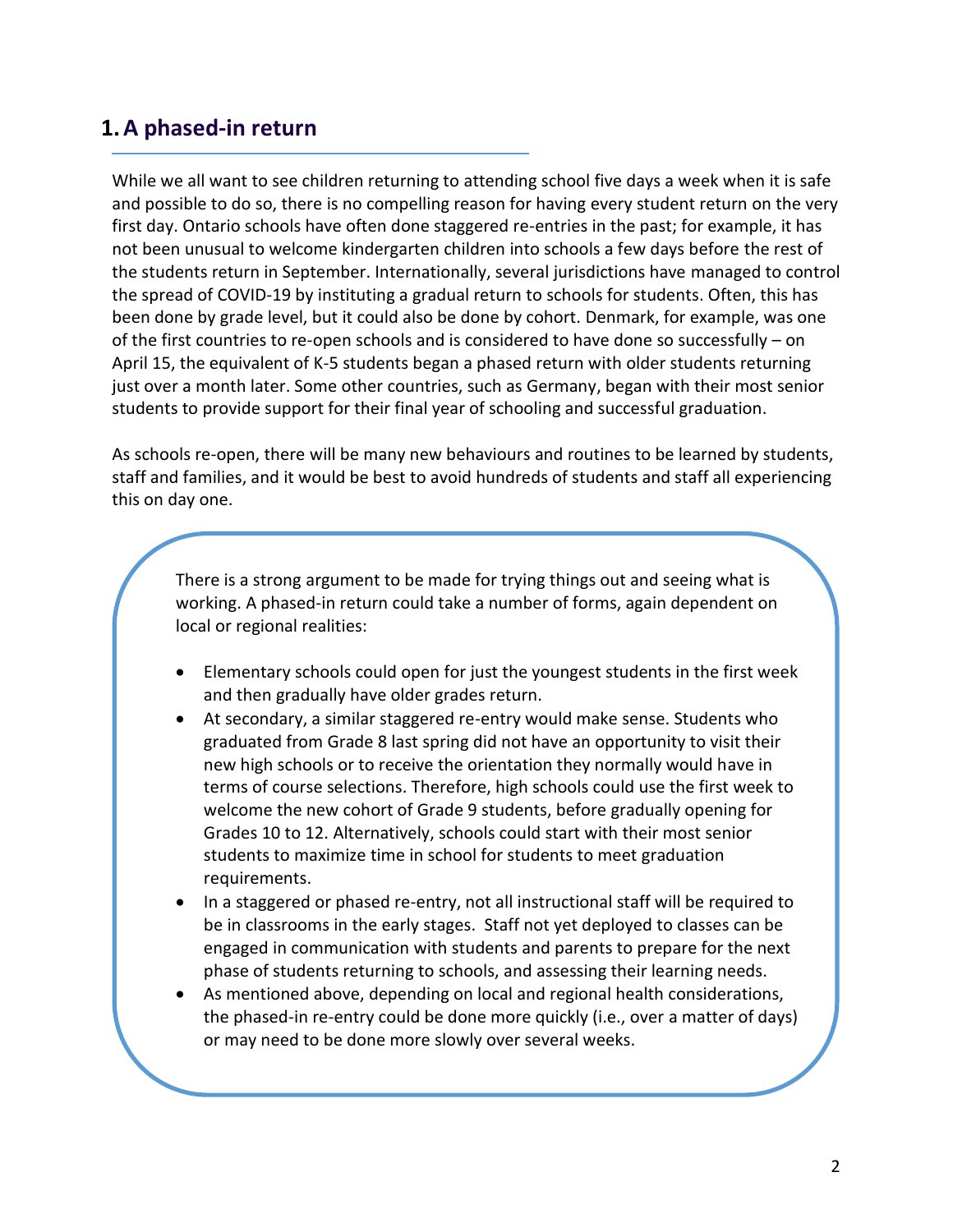## 1. A phased-in return

While we all want to see children returning to attending school five days a week when it is safe and possible to do so, there is no compelling reason for having every student return on the very first day. Ontario schools have often done staggered re-entries in the past; for example, it has not been unusual to welcome kindergarten children into schools a few days before the rest of the students return in September. Internationally, several jurisdictions have managed to control the spread of COVID-19 by instituting a gradual return to schools for students. Often, this has been done by grade level, but it could also be done by cohort. Denmark, for example, was one of the first countries to re-open schools and is considered to have done so successfully – on April 15, the equivalent of K-5 students began a phased return with older students returning just over a month later. Some other countries, such as Germany, began with their most senior students to provide support for their final year of schooling and successful graduation.

As schools re-open, there will be many new behaviours and routines to be learned by students, staff and families, and it would be best to avoid hundreds of students and staff all experiencing this on day one.

There is a strong argument to be made for trying things out and seeing what is working. A phased-in return could take a number of forms, again dependent on local or regional realities:

- Elementary schools could open for just the youngest students in the first week and then gradually have older grades return.
- At secondary, a similar staggered re-entry would make sense. Students who graduated from Grade 8 last spring did not have an opportunity to visit their new high schools or to receive the orientation they normally would have in terms of course selections. Therefore, high schools could use the first week to welcome the new cohort of Grade 9 students, before gradually opening for Grades 10 to 12. Alternatively, schools could start with their most senior students to maximize time in school for students to meet graduation requirements.
- In a staggered or phased re-entry, not all instructional staff will be required to be in classrooms in the early stages. Staff not yet deployed to classes can be engaged in communication with students and parents to prepare for the next phase of students returning to schools, and assessing their learning needs.
- As mentioned above, depending on local and regional health considerations, the phased-in re-entry could be done more quickly (i.e., over a matter of days) or may need to be done more slowly over several weeks.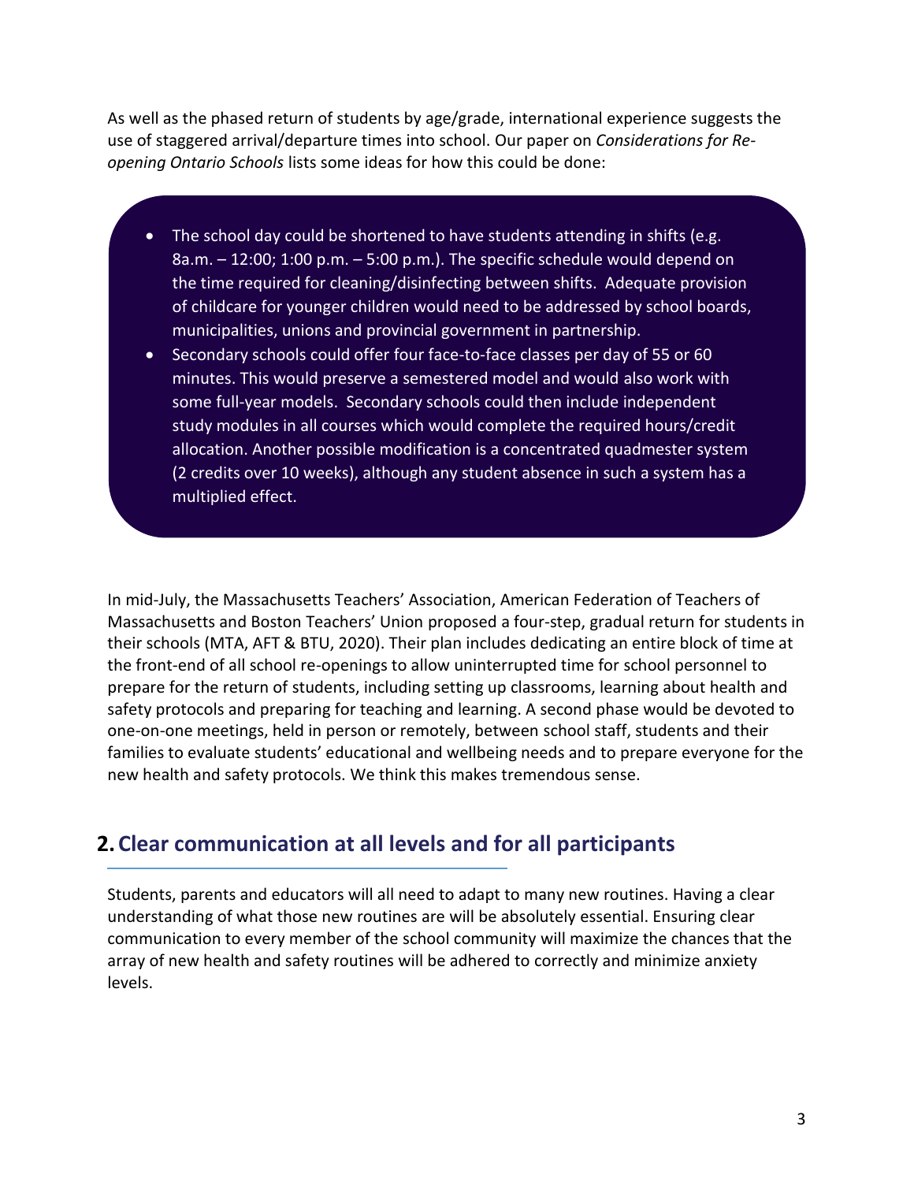As well as the phased return of students by age/grade, international experience suggests the use of staggered arrival/departure times into school. Our paper on *Considerations for Re-opening Ontario Schools* lists some ideas for how this could be done:

- The school day could be shortened to have students attending in shifts (e.g. 8a.m. – 12:00; 1:00 p.m. – 5:00 p.m.). The specific schedule would depend on the time required for cleaning/disinfecting between shifts. Adequate provision of childcare for younger children would need to be addressed by school boards, municipalities, unions and provincial government in partnership.
- Secondary schools could offer four face-to-face classes per day of 55 or 60 minutes. This would preserve a semestered model and would also work with some full-year models. Secondary schools could then include independent study modules in all courses which would complete the required hours/credit allocation. Another possible modification is a concentrated quadmester system (2 credits over 10 weeks), although any student absence in such a system has a multiplied effect.

In mid-July, the Massachusetts Teachers' Association, American Federation of Teachers of Massachusetts and Boston Teachers' Union proposed a four-step, gradual return for students in their schools (MTA, AFT & BTU, 2020). Their plan includes dedicating an entire block of time at the front-end of all school re-openings to allow uninterrupted time for school personnel to prepare for the return of students, including setting up classrooms, learning about health and safety protocols and preparing for teaching and learning. A second phase would be devoted to one-on-one meetings, held in person or remotely, between school staff, students and their families to evaluate students' educational and wellbeing needs and to prepare everyone for the new health and safety protocols. We think this makes tremendous sense.

## 2. Clear communication at all levels and for all participants

Students, parents and educators will all need to adapt to many new routines. Having a clear understanding of what those new routines are will be absolutely essential. Ensuring clear communication to every member of the school community will maximize the chances that the array of new health and safety routines will be adhered to correctly and minimize anxiety levels.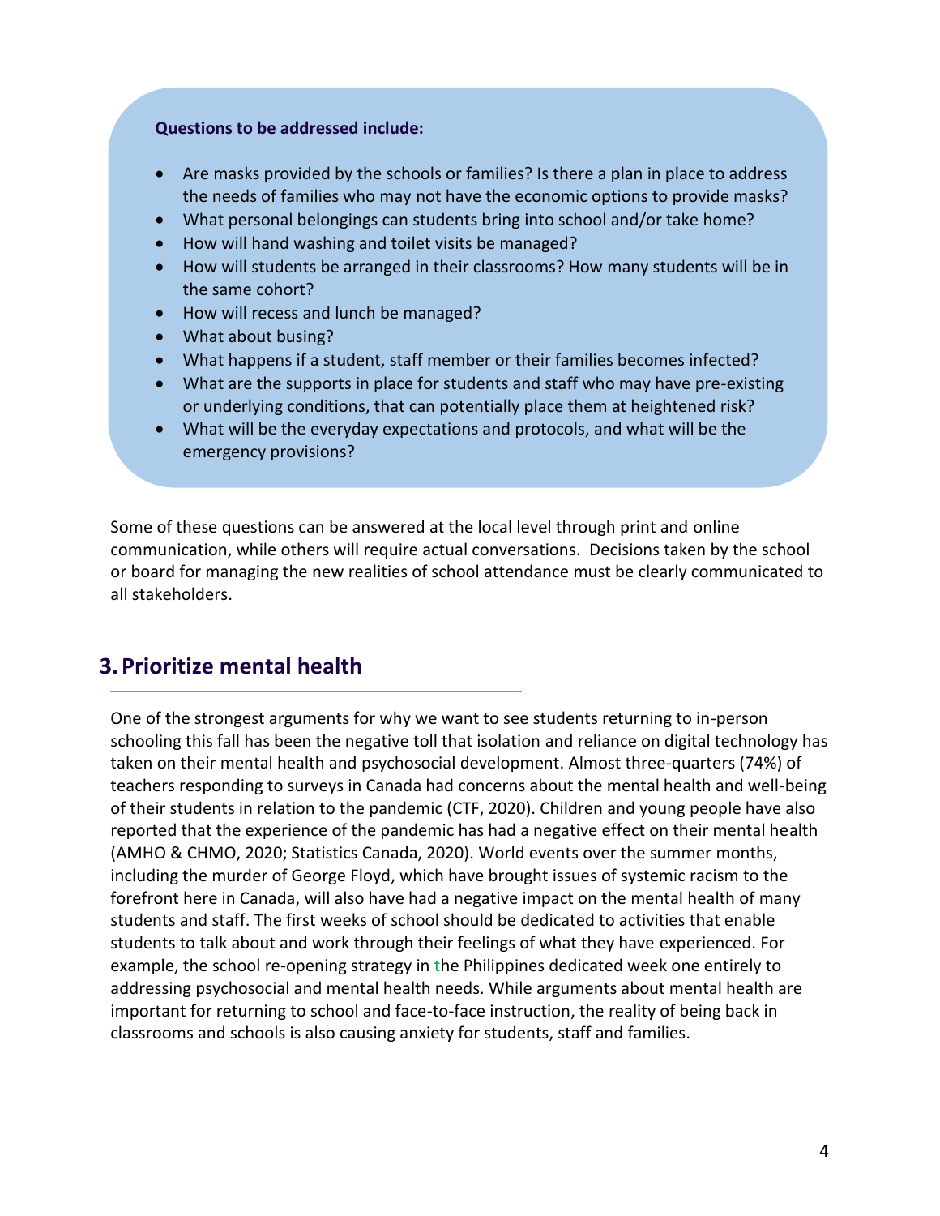**Questions to be addressed include:**

- Are masks provided by the schools or families? Is there a plan in place to address the needs of families who may not have the economic options to provide masks?
- What personal belongings can students bring into school and/or take home?
- How will hand washing and toilet visits be managed?
- How will students be arranged in their classrooms? How many students will be in the same cohort?
- How will recess and lunch be managed?
- What about busing?
- What happens if a student, staff member or their families becomes infected?
- What are the supports in place for students and staff who may have pre-existing or underlying conditions, that can potentially place them at heightened risk?
- What will be the everyday expectations and protocols, and what will be the emergency provisions?

Some of these questions can be answered at the local level through print and online communication, while others will require actual conversations. Decisions taken by the school or board for managing the new realities of school attendance must be clearly communicated to all stakeholders.

## 3. Prioritize mental health

One of the strongest arguments for why we want to see students returning to in-person schooling this fall has been the negative toll that isolation and reliance on digital technology has taken on their mental health and psychosocial development. Almost three-quarters (74%) of teachers responding to surveys in Canada had concerns about the mental health and well-being of their students in relation to the pandemic (CTF, 2020). Children and young people have also reported that the experience of the pandemic has had a negative effect on their mental health (AMHO & CHMO, 2020; Statistics Canada, 2020). World events over the summer months, including the murder of George Floyd, which have brought issues of systemic racism to the forefront here in Canada, will also have had a negative impact on the mental health of many students and staff. The first weeks of school should be dedicated to activities that enable students to talk about and work through their feelings of what they have experienced. For example, the school re-opening strategy in the Philippines dedicated week one entirely to addressing psychosocial and mental health needs. While arguments about mental health are important for returning to school and face-to-face instruction, the reality of being back in classrooms and schools is also causing anxiety for students, staff and families.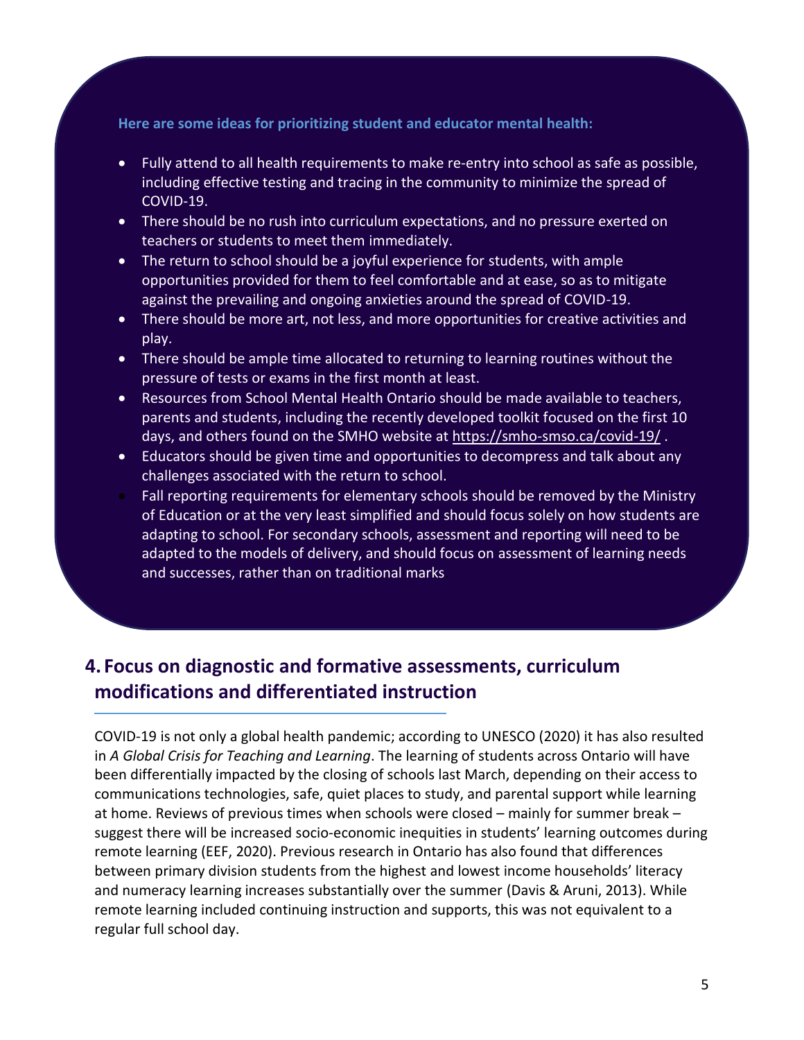**Here are some ideas for prioritizing student and educator mental health:**

- Fully attend to all health requirements to make re-entry into school as safe as possible, including effective testing and tracing in the community to minimize the spread of COVID-19.
- There should be no rush into curriculum expectations, and no pressure exerted on teachers or students to meet them immediately.
- The return to school should be a joyful experience for students, with ample opportunities provided for them to feel comfortable and at ease, so as to mitigate against the prevailing and ongoing anxieties around the spread of COVID-19.
- There should be more art, not less, and more opportunities for creative activities and play.
- There should be ample time allocated to returning to learning routines without the pressure of tests or exams in the first month at least.
- Resources from School Mental Health Ontario should be made available to teachers, parents and students, including the recently developed toolkit focused on the first 10 days, and others found on the SMHO website at https://smho-smso.ca/covid-19/ .
- Educators should be given time and opportunities to decompress and talk about any challenges associated with the return to school.
- Fall reporting requirements for elementary schools should be removed by the Ministry of Education or at the very least simplified and should focus solely on how students are adapting to school. For secondary schools, assessment and reporting will need to be adapted to the models of delivery, and should focus on assessment of learning needs and successes, rather than on traditional marks

## 4. Focus on diagnostic and formative assessments, curriculum modifications and differentiated instruction

COVID-19 is not only a global health pandemic; according to UNESCO (2020) it has also resulted in *A Global Crisis for Teaching and Learning*. The learning of students across Ontario will have been differentially impacted by the closing of schools last March, depending on their access to communications technologies, safe, quiet places to study, and parental support while learning at home. Reviews of previous times when schools were closed – mainly for summer break – suggest there will be increased socio-economic inequities in students' learning outcomes during remote learning (EEF, 2020). Previous research in Ontario has also found that differences between primary division students from the highest and lowest income households' literacy and numeracy learning increases substantially over the summer (Davis & Aruni, 2013). While remote learning included continuing instruction and supports, this was not equivalent to a regular full school day.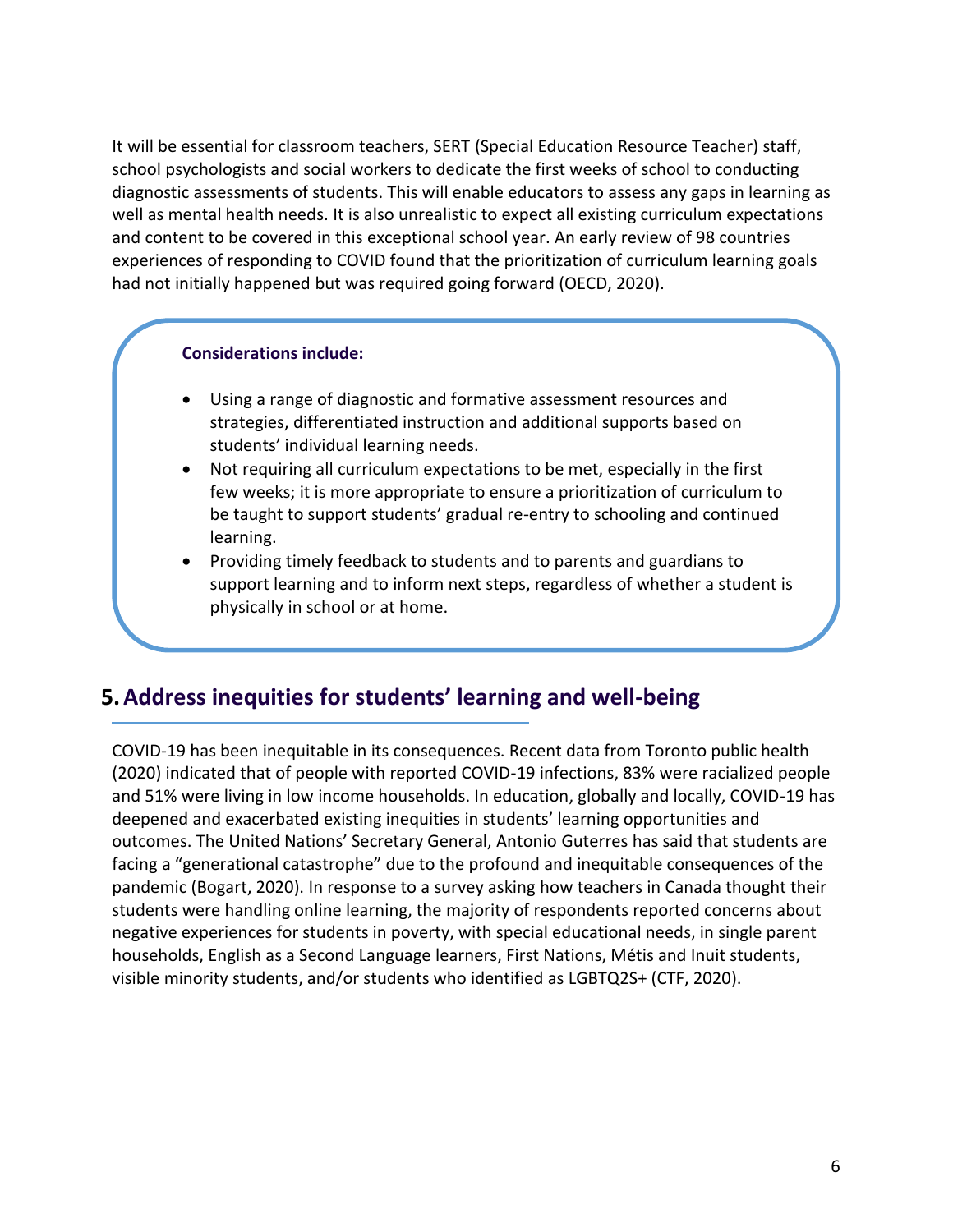It will be essential for classroom teachers, SERT (Special Education Resource Teacher) staff, school psychologists and social workers to dedicate the first weeks of school to conducting diagnostic assessments of students. This will enable educators to assess any gaps in learning as well as mental health needs. It is also unrealistic to expect all existing curriculum expectations and content to be covered in this exceptional school year. An early review of 98 countries experiences of responding to COVID found that the prioritization of curriculum learning goals had not initially happened but was required going forward (OECD, 2020).

**Considerations include:**

- Using a range of diagnostic and formative assessment resources and strategies, differentiated instruction and additional supports based on students' individual learning needs.
- Not requiring all curriculum expectations to be met, especially in the first few weeks; it is more appropriate to ensure a prioritization of curriculum to be taught to support students' gradual re-entry to schooling and continued learning.
- Providing timely feedback to students and to parents and guardians to support learning and to inform next steps, regardless of whether a student is physically in school or at home.

## 5. Address inequities for students' learning and well-being

COVID-19 has been inequitable in its consequences. Recent data from Toronto public health (2020) indicated that of people with reported COVID-19 infections, 83% were racialized people and 51% were living in low income households. In education, globally and locally, COVID-19 has deepened and exacerbated existing inequities in students' learning opportunities and outcomes. The United Nations' Secretary General, Antonio Guterres has said that students are facing a "generational catastrophe" due to the profound and inequitable consequences of the pandemic (Bogart, 2020). In response to a survey asking how teachers in Canada thought their students were handling online learning, the majority of respondents reported concerns about negative experiences for students in poverty, with special educational needs, in single parent households, English as a Second Language learners, First Nations, Métis and Inuit students, visible minority students, and/or students who identified as LGBTQ2S+ (CTF, 2020).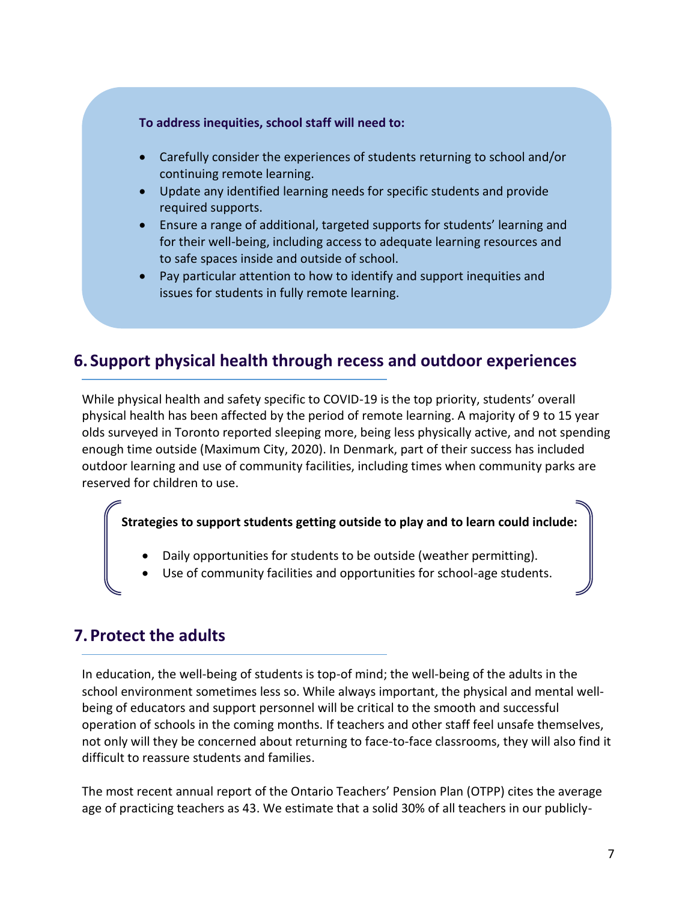**To address inequities, school staff will need to:**

- Carefully consider the experiences of students returning to school and/or continuing remote learning.
- Update any identified learning needs for specific students and provide required supports.
- Ensure a range of additional, targeted supports for students' learning and for their well-being, including access to adequate learning resources and to safe spaces inside and outside of school.
- Pay particular attention to how to identify and support inequities and issues for students in fully remote learning.

## 6. Support physical health through recess and outdoor experiences

While physical health and safety specific to COVID-19 is the top priority, students' overall physical health has been affected by the period of remote learning. A majority of 9 to 15 year olds surveyed in Toronto reported sleeping more, being less physically active, and not spending enough time outside (Maximum City, 2020). In Denmark, part of their success has included outdoor learning and use of community facilities, including times when community parks are reserved for children to use.

**Strategies to support students getting outside to play and to learn could include:**

- Daily opportunities for students to be outside (weather permitting).
- Use of community facilities and opportunities for school-age students.

## 7. Protect the adults

In education, the well-being of students is top-of mind; the well-being of the adults in the school environment sometimes less so. While always important, the physical and mental well-being of educators and support personnel will be critical to the smooth and successful operation of schools in the coming months. If teachers and other staff feel unsafe themselves, not only will they be concerned about returning to face-to-face classrooms, they will also find it difficult to reassure students and families.

The most recent annual report of the Ontario Teachers' Pension Plan (OTPP) cites the average age of practicing teachers as 43. We estimate that a solid 30% of all teachers in our publicly-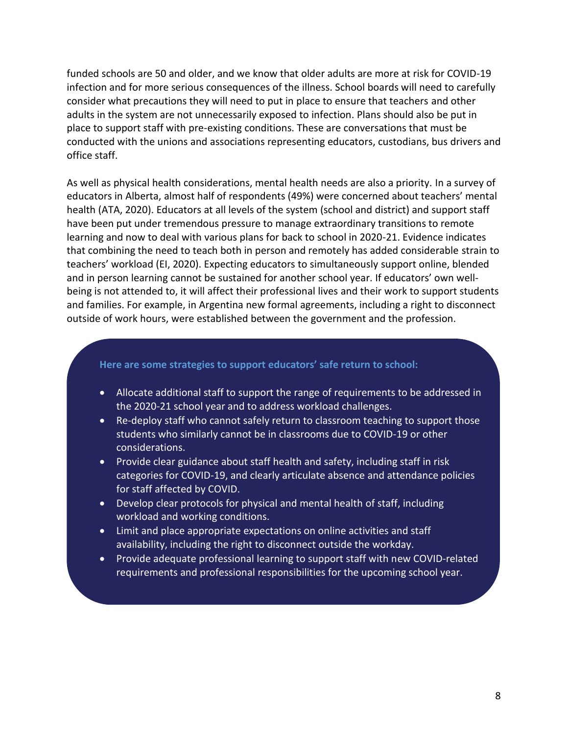funded schools are 50 and older, and we know that older adults are more at risk for COVID-19 infection and for more serious consequences of the illness. School boards will need to carefully consider what precautions they will need to put in place to ensure that teachers and other adults in the system are not unnecessarily exposed to infection. Plans should also be put in place to support staff with pre-existing conditions. These are conversations that must be conducted with the unions and associations representing educators, custodians, bus drivers and office staff.

As well as physical health considerations, mental health needs are also a priority. In a survey of educators in Alberta, almost half of respondents (49%) were concerned about teachers' mental health (ATA, 2020). Educators at all levels of the system (school and district) and support staff have been put under tremendous pressure to manage extraordinary transitions to remote learning and now to deal with various plans for back to school in 2020-21. Evidence indicates that combining the need to teach both in person and remotely has added considerable strain to teachers' workload (EI, 2020). Expecting educators to simultaneously support online, blended and in person learning cannot be sustained for another school year. If educators' own well-being is not attended to, it will affect their professional lives and their work to support students and families. For example, in Argentina new formal agreements, including a right to disconnect outside of work hours, were established between the government and the profession.

**Here are some strategies to support educators' safe return to school:**

- Allocate additional staff to support the range of requirements to be addressed in the 2020-21 school year and to address workload challenges.
- Re-deploy staff who cannot safely return to classroom teaching to support those students who similarly cannot be in classrooms due to COVID-19 or other considerations.
- Provide clear guidance about staff health and safety, including staff in risk categories for COVID-19, and clearly articulate absence and attendance policies for staff affected by COVID.
- Develop clear protocols for physical and mental health of staff, including workload and working conditions.
- Limit and place appropriate expectations on online activities and staff availability, including the right to disconnect outside the workday.
- Provide adequate professional learning to support staff with new COVID-related requirements and professional responsibilities for the upcoming school year.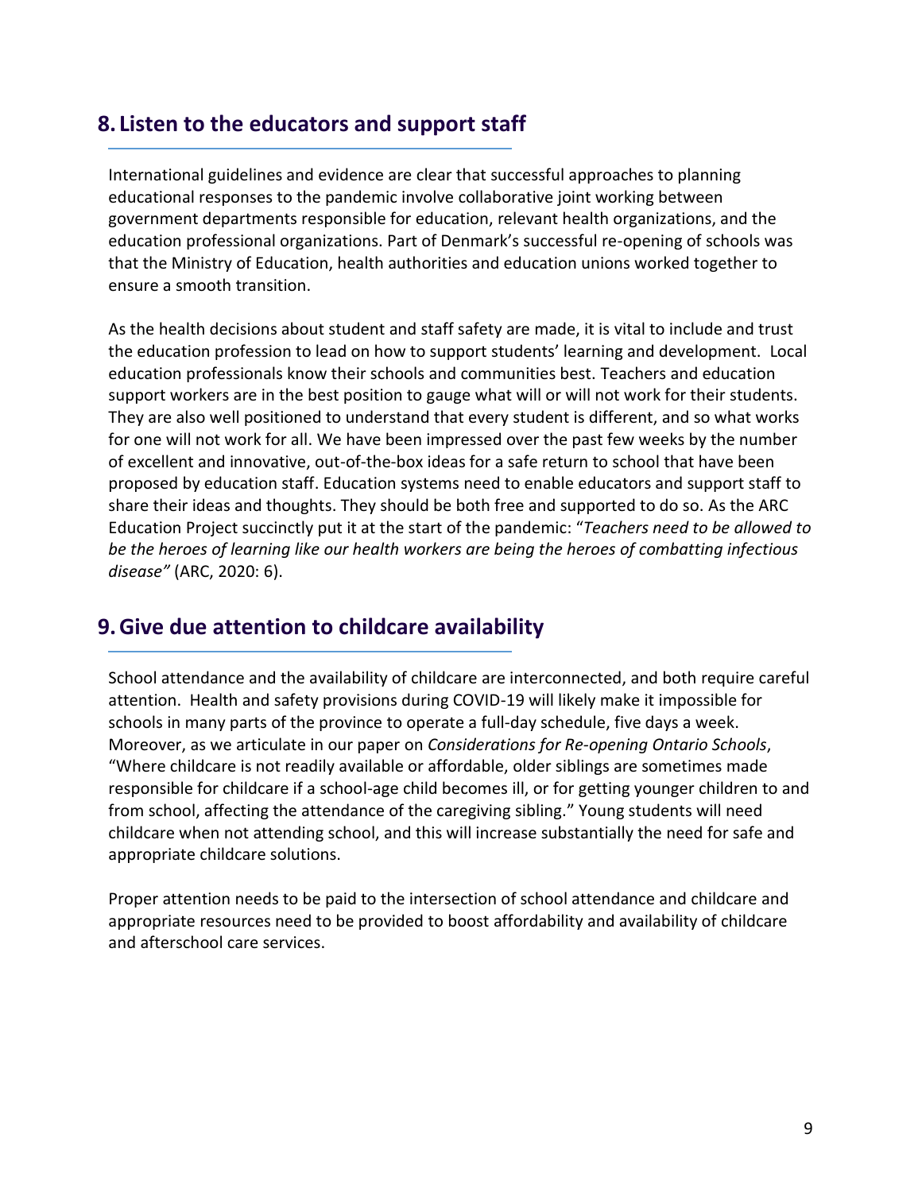## 8. Listen to the educators and support staff

International guidelines and evidence are clear that successful approaches to planning educational responses to the pandemic involve collaborative joint working between government departments responsible for education, relevant health organizations, and the education professional organizations. Part of Denmark's successful re-opening of schools was that the Ministry of Education, health authorities and education unions worked together to ensure a smooth transition.

As the health decisions about student and staff safety are made, it is vital to include and trust the education profession to lead on how to support students' learning and development. Local education professionals know their schools and communities best. Teachers and education support workers are in the best position to gauge what will or will not work for their students. They are also well positioned to understand that every student is different, and so what works for one will not work for all. We have been impressed over the past few weeks by the number of excellent and innovative, out-of-the-box ideas for a safe return to school that have been proposed by education staff. Education systems need to enable educators and support staff to share their ideas and thoughts. They should be both free and supported to do so. As the ARC Education Project succinctly put it at the start of the pandemic: "*Teachers need to be allowed to be the heroes of learning like our health workers are being the heroes of combatting infectious disease"* (ARC, 2020: 6).

## 9. Give due attention to childcare availability

School attendance and the availability of childcare are interconnected, and both require careful attention. Health and safety provisions during COVID-19 will likely make it impossible for schools in many parts of the province to operate a full-day schedule, five days a week. Moreover, as we articulate in our paper on *Considerations for Re-opening Ontario Schools*, "Where childcare is not readily available or affordable, older siblings are sometimes made responsible for childcare if a school-age child becomes ill, or for getting younger children to and from school, affecting the attendance of the caregiving sibling." Young students will need childcare when not attending school, and this will increase substantially the need for safe and appropriate childcare solutions.

Proper attention needs to be paid to the intersection of school attendance and childcare and appropriate resources need to be provided to boost affordability and availability of childcare and afterschool care services.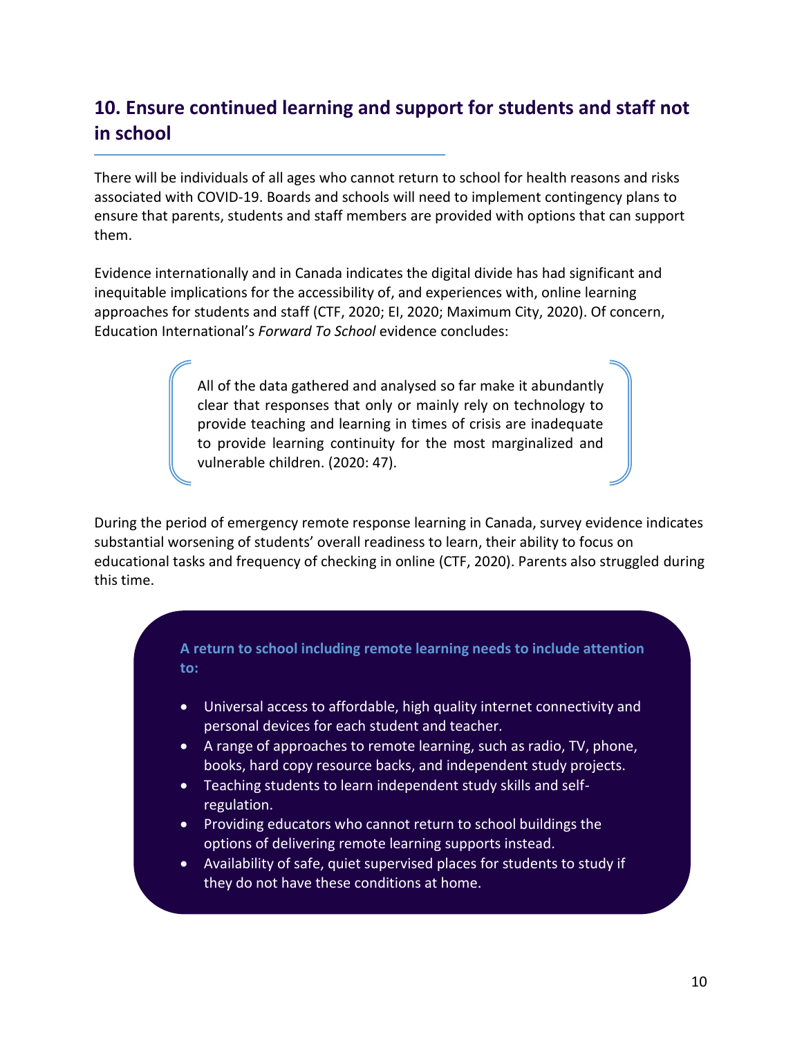## 10. Ensure continued learning and support for students and staff not in school

There will be individuals of all ages who cannot return to school for health reasons and risks associated with COVID-19. Boards and schools will need to implement contingency plans to ensure that parents, students and staff members are provided with options that can support them.

Evidence internationally and in Canada indicates the digital divide has had significant and inequitable implications for the accessibility of, and experiences with, online learning approaches for students and staff (CTF, 2020; EI, 2020; Maximum City, 2020). Of concern, Education International's *Forward To School* evidence concludes:

> All of the data gathered and analysed so far make it abundantly clear that responses that only or mainly rely on technology to provide teaching and learning in times of crisis are inadequate to provide learning continuity for the most marginalized and vulnerable children. (2020: 47).

During the period of emergency remote response learning in Canada, survey evidence indicates substantial worsening of students' overall readiness to learn, their ability to focus on educational tasks and frequency of checking in online (CTF, 2020). Parents also struggled during this time.

**A return to school including remote learning needs to include attention to:**

- Universal access to affordable, high quality internet connectivity and personal devices for each student and teacher.
- A range of approaches to remote learning, such as radio, TV, phone, books, hard copy resource backs, and independent study projects.
- Teaching students to learn independent study skills and self-regulation.
- Providing educators who cannot return to school buildings the options of delivering remote learning supports instead.
- Availability of safe, quiet supervised places for students to study if they do not have these conditions at home.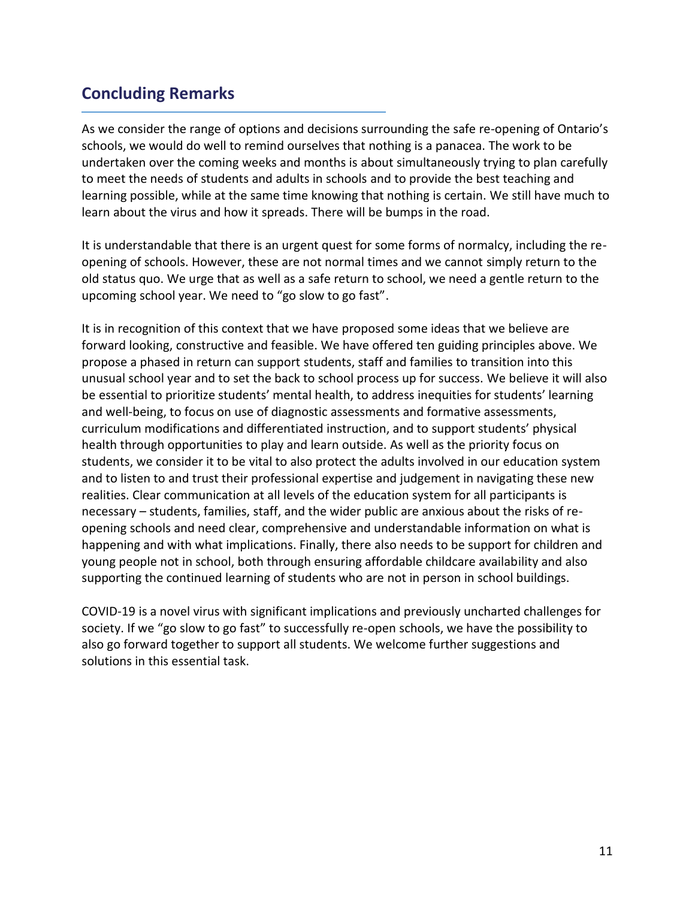## Concluding Remarks

As we consider the range of options and decisions surrounding the safe re-opening of Ontario's schools, we would do well to remind ourselves that nothing is a panacea. The work to be undertaken over the coming weeks and months is about simultaneously trying to plan carefully to meet the needs of students and adults in schools and to provide the best teaching and learning possible, while at the same time knowing that nothing is certain. We still have much to learn about the virus and how it spreads. There will be bumps in the road.

It is understandable that there is an urgent quest for some forms of normalcy, including the re-opening of schools. However, these are not normal times and we cannot simply return to the old status quo. We urge that as well as a safe return to school, we need a gentle return to the upcoming school year. We need to "go slow to go fast".

It is in recognition of this context that we have proposed some ideas that we believe are forward looking, constructive and feasible. We have offered ten guiding principles above. We propose a phased in return can support students, staff and families to transition into this unusual school year and to set the back to school process up for success. We believe it will also be essential to prioritize students' mental health, to address inequities for students' learning and well-being, to focus on use of diagnostic assessments and formative assessments, curriculum modifications and differentiated instruction, and to support students' physical health through opportunities to play and learn outside. As well as the priority focus on students, we consider it to be vital to also protect the adults involved in our education system and to listen to and trust their professional expertise and judgement in navigating these new realities. Clear communication at all levels of the education system for all participants is necessary – students, families, staff, and the wider public are anxious about the risks of re-opening schools and need clear, comprehensive and understandable information on what is happening and with what implications. Finally, there also needs to be support for children and young people not in school, both through ensuring affordable childcare availability and also supporting the continued learning of students who are not in person in school buildings.

COVID-19 is a novel virus with significant implications and previously uncharted challenges for society. If we "go slow to go fast" to successfully re-open schools, we have the possibility to also go forward together to support all students. We welcome further suggestions and solutions in this essential task.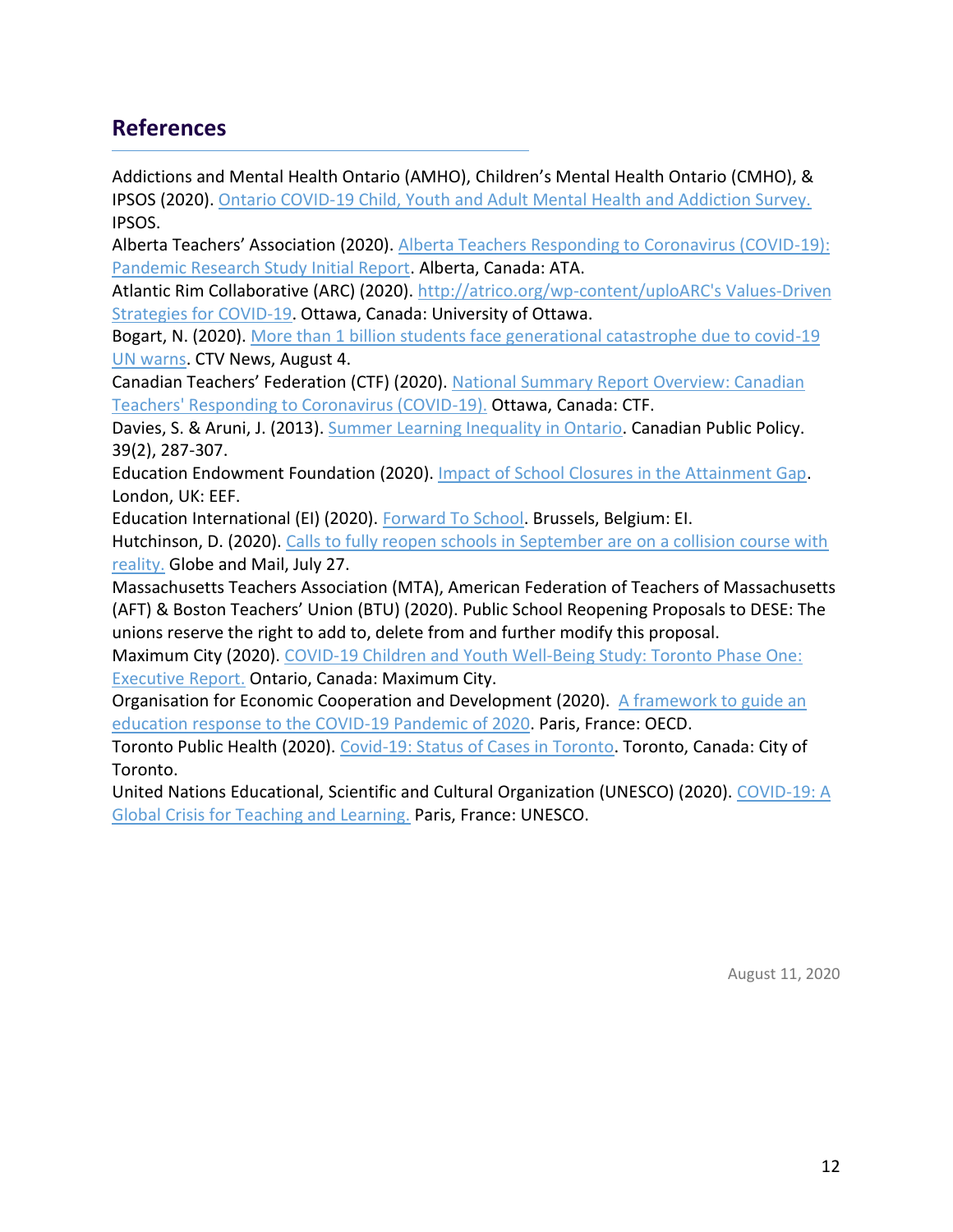## References

Addictions and Mental Health Ontario (AMHO), Children's Mental Health Ontario (CMHO), & IPSOS (2020). Ontario COVID-19 Child, Youth and Adult Mental Health and Addiction Survey. IPSOS.

Alberta Teachers' Association (2020). Alberta Teachers Responding to Coronavirus (COVID-19): Pandemic Research Study Initial Report. Alberta, Canada: ATA.

Atlantic Rim Collaborative (ARC) (2020). http://atrico.org/wp-content/uploARC's Values-Driven Strategies for COVID-19. Ottawa, Canada: University of Ottawa.

Bogart, N. (2020). More than 1 billion students face generational catastrophe due to covid-19 UN warns. CTV News, August 4.

Canadian Teachers' Federation (CTF) (2020). National Summary Report Overview: Canadian Teachers' Responding to Coronavirus (COVID-19). Ottawa, Canada: CTF.

Davies, S. & Aruni, J. (2013). Summer Learning Inequality in Ontario. Canadian Public Policy. 39(2), 287-307.

Education Endowment Foundation (2020). Impact of School Closures in the Attainment Gap. London, UK: EEF.

Education International (EI) (2020). Forward To School. Brussels, Belgium: EI.

Hutchinson, D. (2020). Calls to fully reopen schools in September are on a collision course with reality. Globe and Mail, July 27.

Massachusetts Teachers Association (MTA), American Federation of Teachers of Massachusetts (AFT) & Boston Teachers' Union (BTU) (2020). Public School Reopening Proposals to DESE: The unions reserve the right to add to, delete from and further modify this proposal.

Maximum City (2020). COVID-19 Children and Youth Well-Being Study: Toronto Phase One: Executive Report. Ontario, Canada: Maximum City.

Organisation for Economic Cooperation and Development (2020). A framework to guide an education response to the COVID-19 Pandemic of 2020. Paris, France: OECD.

Toronto Public Health (2020). Covid-19: Status of Cases in Toronto. Toronto, Canada: City of Toronto.

United Nations Educational, Scientific and Cultural Organization (UNESCO) (2020). COVID-19: A Global Crisis for Teaching and Learning. Paris, France: UNESCO.

August 11, 2020